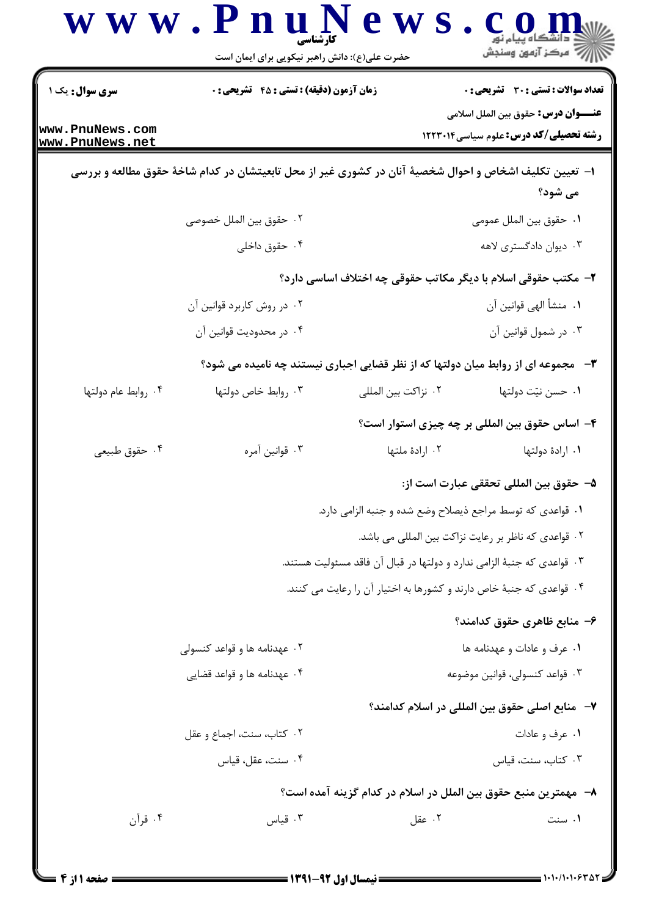**سری سؤال:** یک ۱ | **زمان آزمون (دقیقه) : تستی : ۴۵ تشریحی : ۰** | **تعداد سوالات : تستی : ۳۰ تشریحی : ۰**

**عنـــوان درس:** حقوق بین الملل اسلامی

**رشته تحصیلی/کد درس:** علوم سیاسی۱۲۲۳۰۱۴

۱- تعیین تکلیف اشخاص و احوال شخصیهٔ آنان در کشوری غیر از محل تابعیتشان در کدام شاخهٔ حقوق مطالعه و بررسی می شود؟

۱. حقوق بین الملل عمومی
۲. حقوق بین الملل خصوصی
۳. دیوان دادگستری لاهه
۴. حقوق داخلی

۲- مکتب حقوقی اسلام با دیگر مکاتب حقوقی چه اختلاف اساسی دارد؟

۱. منشأ الهی قوانین آن
۲. در روش کاربرد قوانین آن
۳. در شمول قوانین آن
۴. در محدودیت قوانین آن

۳- مجموعه ای از روابط میان دولتها که از نظر قضایی اجباری نیستند چه نامیده می شود؟

۱. حسن نیّت دولتها
۲. نزاکت بین المللی
۳. روابط خاص دولتها
۴. روابط عام دولتها

۴- اساس حقوق بین المللی بر چه چیزی استوار است؟

۱. ارادهٔ دولتها
۲. ارادهٔ ملتها
۳. قوانین آمره
۴. حقوق طبیعی

۵- حقوق بین المللی تحققی عبارت است از:

۱. قواعدی که توسط مراجع ذیصلاح وضع شده و جنبه الزامی دارد.
۲. قواعدی که ناظر بر رعایت نزاکت بین المللی می باشد.
۳. قواعدی که جنبهٔ الزامی ندارد و دولتها در قبال آن فاقد مسئولیت هستند.
۴. قواعدی که جنبهٔ خاص دارند و کشورها به اختیار آن را رعایت می کنند.

۶- منابع ظاهری حقوق کدامند؟

۱. عرف و عادات و عهدنامه ها
۲. عهدنامه ها و قواعد کنسولی
۳. قواعد کنسولی، قوانین موضوعه
۴. عهدنامه ها و قواعد قضایی

۷- منابع اصلی حقوق بین المللی در اسلام کدامند؟

۱. عرف و عادات
۲. کتاب، سنت، اجماع و عقل
۳. کتاب، سنت، قیاس
۴. سنت، عقل، قیاس

۸- مهمترین منبع حقوق بین الملل در اسلام در کدام گزینه آمده است؟

۱. سنت
۲. عقل
۳. قیاس
۴. قرآن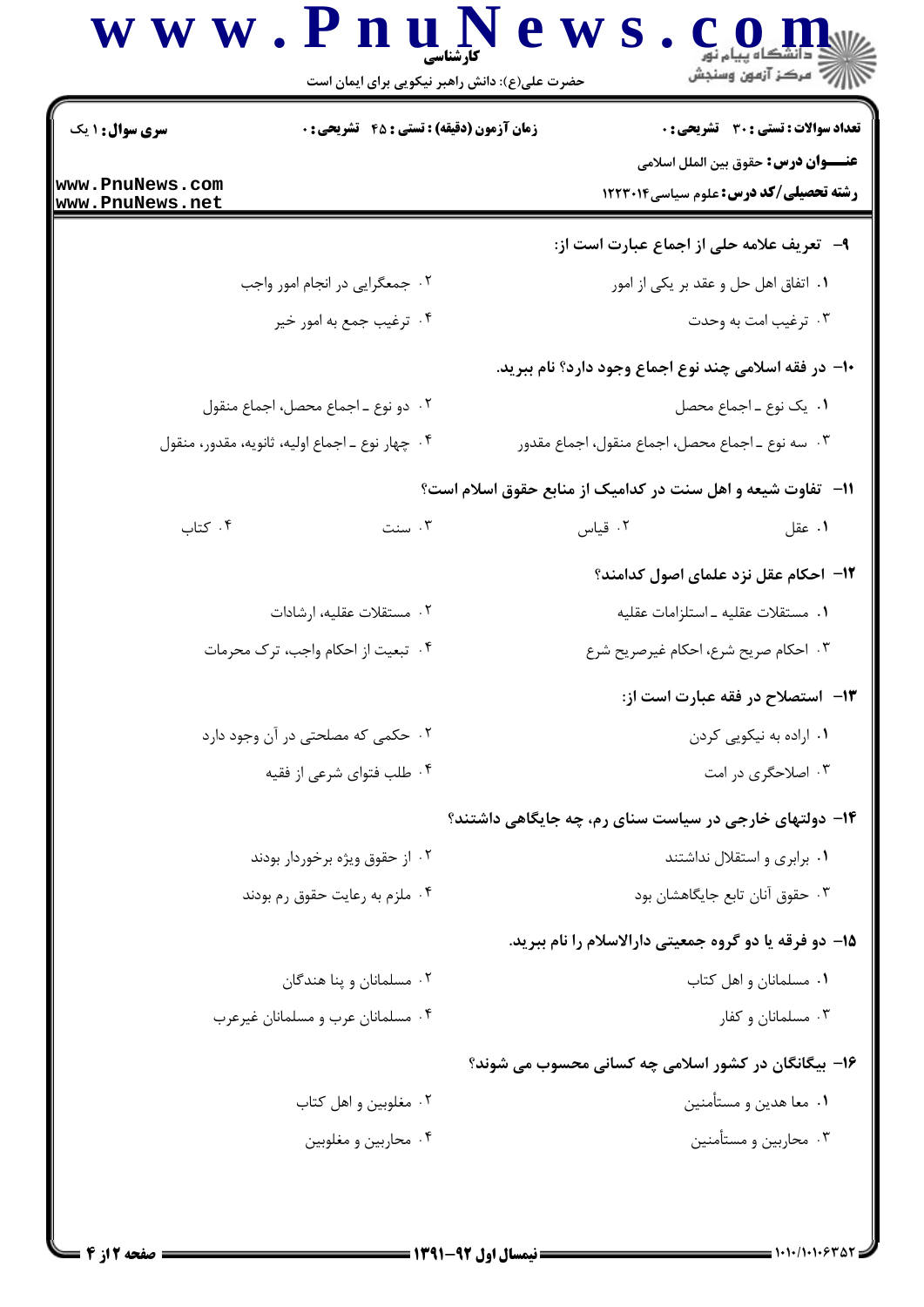**سری سوال:** ۱ یک

**زمان آزمون (دقیقه) : تستی :** ۴۵ **تشریحی :** ۰

**تعداد سوالات : تستی :** ۳۰ **تشریحی :** ۰

**عنـــوان درس:** حقوق بین الملل اسلامی

**رشته تحصیلی/کد درس:** علوم سیاسی۱۲۲۳۰۱۴

۹- تعریف علامه حلی از اجماع عبارت است از:

۱. اتفاق اهل حل و عقد بر یکی از امور

۲. جمعگرایی در انجام امور واجب

۳. ترغیب امت به وحدت

۴. ترغیب جمع به امور خیر

۱۰- در فقه اسلامی چند نوع اجماع وجود دارد؟ نام ببرید.

۱. یک نوع ـ اجماع محصل

۲. دو نوع ـ اجماع محصل، اجماع منقول

۳. سه نوع ـ اجماع محصل، اجماع منقول، اجماع مقدور

۴. چهار نوع ـ اجماع اولیه، ثانویه، مقدور، منقول

۱۱- تفاوت شیعه و اهل سنت در کدامیک از منابع حقوق اسلام است؟

۱. عقل

۲. قیاس

۳. سنت

۴. کتاب

۱۲- احکام عقل نزد علمای اصول کدامند؟

۱. مستقلات عقلیه ـ استلزامات عقلیه

۲. مستقلات عقلیه، ارشادات

۳. احکام صریح شرع، احکام غیرصریح شرع

۴. تبعیت از احکام واجب، ترک محرمات

۱۳- استصلاح در فقه عبارت است از:

۱. اراده به نیکویی کردن

۲. حکمی که مصلحتی در آن وجود دارد

۳. اصلاحگری در امت

۴. طلب فتوای شرعی از فقیه

۱۴- دولتهای خارجی در سیاست سنای رم، چه جایگاهی داشتند؟

۱. برابری و استقلال نداشتند

۲. از حقوق ویژه برخوردار بودند

۳. حقوق آنان تابع جایگاهشان بود

۴. ملزم به رعایت حقوق رم بودند

۱۵- دو فرقه یا دو گروه جمعیتی دارالاسلام را نام ببرید.

۱. مسلمانان و اهل کتاب

۲. مسلمانان و پنا هندگان

۳. مسلمانان و کفار

۴. مسلمانان عرب و مسلمانان غیرعرب

۱۶- بیگانگان در کشور اسلامی چه کسانی محسوب می شوند؟

۱. معا هدین و مستأمنین

۲. مغلوبین و اهل کتاب

۳. محاربین و مستأمنین

۴. محاربین و مغلوبین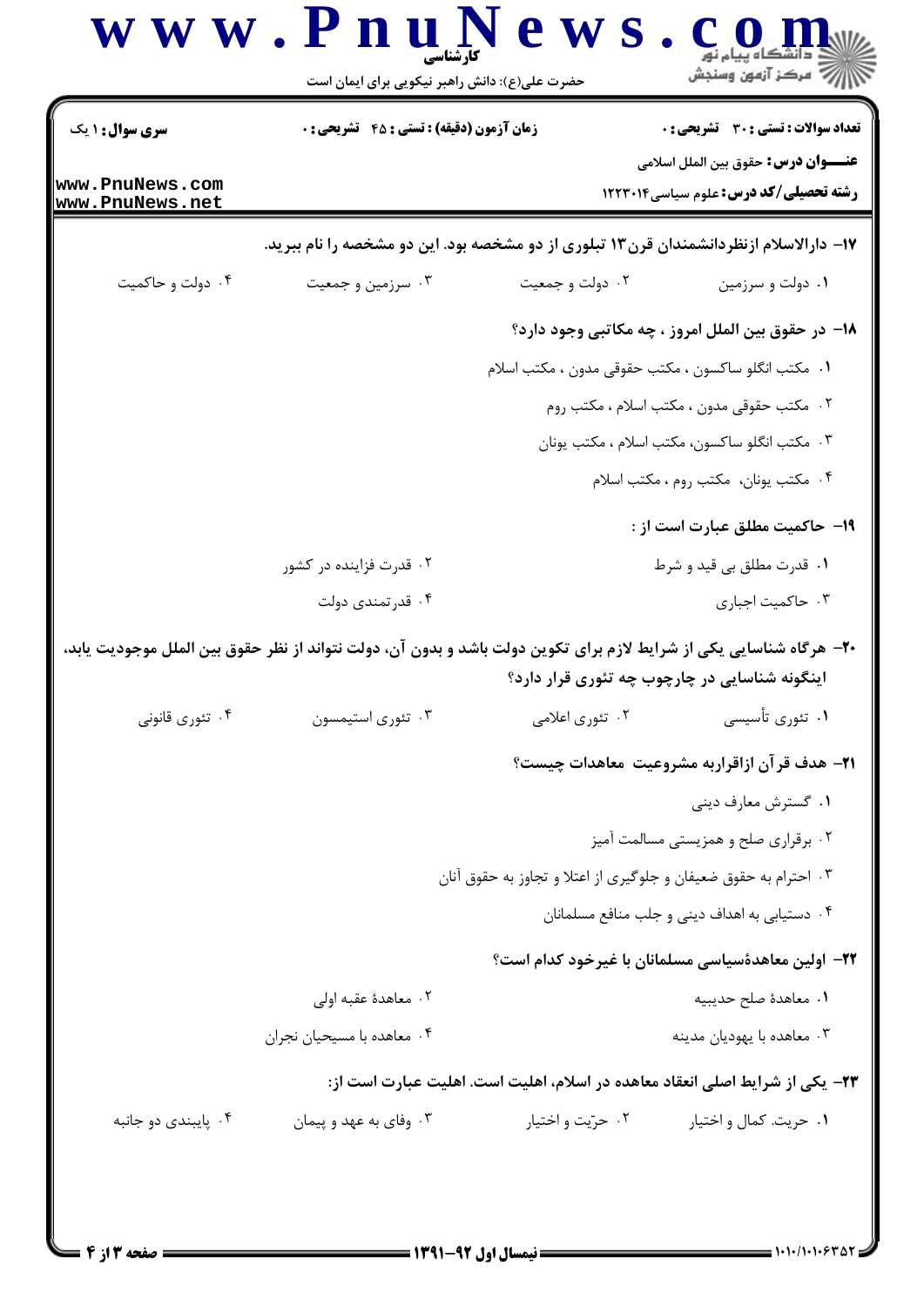**۱۷- دارالاسلام ازنظردانشمندان قرن۱۳ تبلوری از دو مشخصه بود. این دو مشخصه را نام ببرید.**

۱. دولت و سرزمین
۲. دولت و جمعیت
۳. سرزمین و جمعیت
۴. دولت و حاکمیت

**۱۸- در حقوق بین الملل امروز ، چه مکاتبی وجود دارد؟**

۱. مکتب انگلو ساکسون ، مکتب حقوقی مدون ، مکتب اسلام
۲. مکتب حقوقی مدون ، مکتب اسلام ، مکتب روم
۳. مکتب انگلو ساکسون، مکتب اسلام ، مکتب یونان
۴. مکتب یونان، مکتب روم ، مکتب اسلام

**۱۹- حاکمیت مطلق عبارت است از :**

۱. قدرت مطلق بی قید و شرط
۲. قدرت فزاینده در کشور
۳. حاکمیت اجباری
۴. قدرتمندی دولت

**۲۰- هرگاه شناسایی یکی از شرایط لازم برای تکوین دولت باشد و بدون آن، دولت نتواند از نظر حقوق بین الملل موجودیت یابد، اینگونه شناسایی در چارچوب چه تئوری قرار دارد؟**

۱. تئوری تأسیسی
۲. تئوری اعلامی
۳. تئوری استیمسون
۴. تئوری قانونی

**۲۱- هدف قرآن ازاقراربه مشروعیت معاهدات چیست؟**

۱. گسترش معارف دینی
۲. برقراری صلح و همزیستی مسالمت آمیز
۳. احترام به حقوق ضعیفان و جلوگیری از اعتلا و تجاوز به حقوق آنان
۴. دستیابی به اهداف دینی و جلب منافع مسلمانان

**۲۲- اولین معاهدهٔسیاسی مسلمانان با غیرخود کدام است؟**

۱. معاهدهٔ صلح حدیبیه
۲. معاهدهٔ عقبه اولی
۳. معاهده با یهودیان مدینه
۴. معاهده با مسیحیان نجران

**۲۳- یکی از شرایط اصلی انعقاد معاهده در اسلام، اهلیت است. اهلیت عبارت است از:**

۱. حریت. کمال و اختیار
۲. حرّیت و اختیار
۳. وفای به عهد و پیمان
۴. پایبندی دو جانبه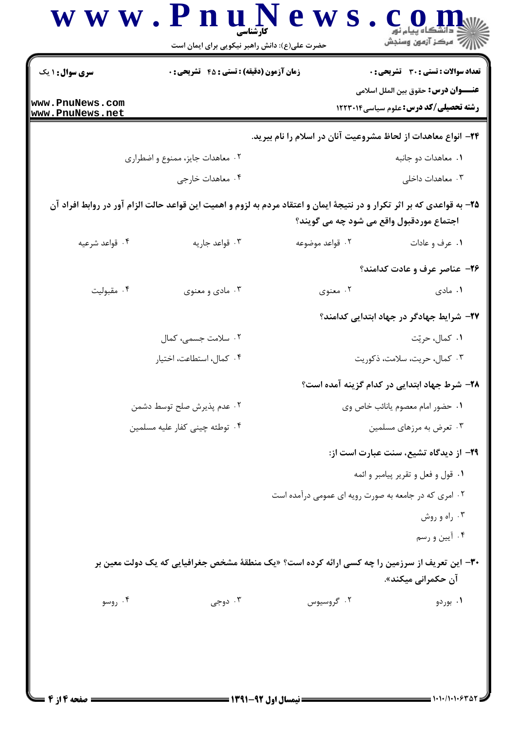**۲۴- انواع معاهدات از لحاظ مشروعیت آنان در اسلام را نام ببرید.**

۱. معاهدات دو جانبه

۲. معاهدات جایز، ممنوع و اضطراری

۳. معاهدات داخلی

۴. معاهدات خارجی

**۲۵- به قواعدی که بر اثر تکرار و در نتیجهٔ ایمان و اعتقاد مردم به لزوم و اهمیت این قواعد حالت الزام آور در روابط افراد آن اجتماع موردقبول واقع می شود چه می گویند؟**

۱. عرف و عادات

۲. قواعد موضوعه

۳. قواعد جاریه

۴. قواعد شرعیه

**۲۶- عناصر عرف و عادت کدامند؟**

۱. مادی

۲. معنوی

۳. مادی و معنوی

۴. مقبولیت

**۲۷- شرایط جهادگر در جهاد ابتدایی کدامند؟**

۱. کمال، حریّت

۲. سلامت جسمی، کمال

۳. کمال، حریت، سلامت، ذکوریت

۴. کمال، استطاعت، اختیار

**۲۸- شرط جهاد ابتدایی در کدام گزینه آمده است؟**

۱. حضور امام معصوم یانائب خاص وی

۲. عدم پذیرش صلح توسط دشمن

۳. تعرض به مرزهای مسلمین

۴. توطئه چینی کفار علیه مسلمین

**۲۹- از دیدگاه تشیع، سنت عبارت است از:**

۱. قول و فعل و تقریر پیامبر و ائمه

۲. امری که در جامعه به صورت رویه ای عمومی درآمده است

۳. راه و روش

۴. آیین و رسم

**۳۰- این تعریف از سرزمین را چه کسی ارائه کرده است؟ «یک منطقهٔ مشخص جغرافیایی که یک دولت معین بر آن حکمرانی میکند».**

۱. بوردو

۲. گروسیوس

۳. دوجی

۴. روسو